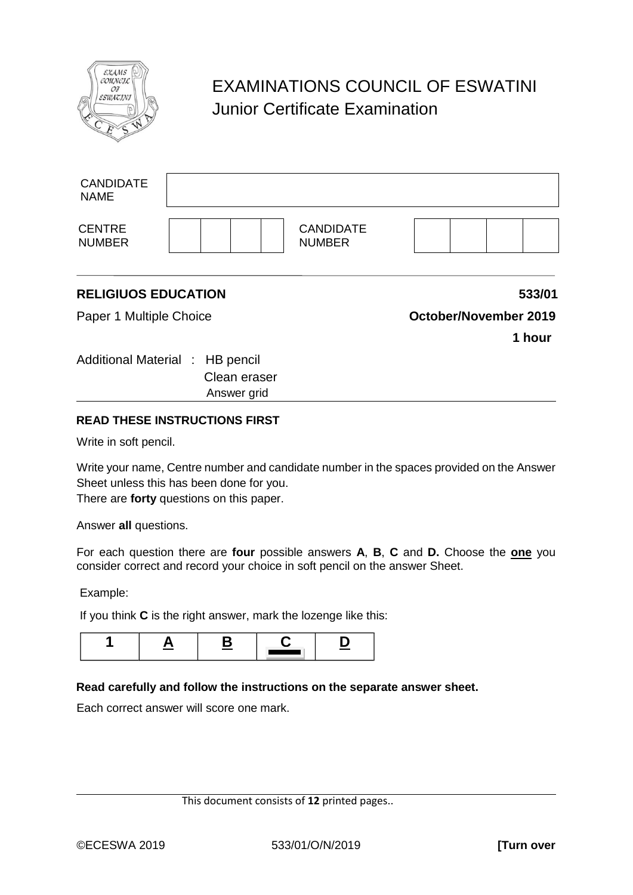# EXAMINATIONS COUNCIL OF ESWATINI
## Junior Certificate Examination

| CANDIDATE NAME | | | | | | | | | |
|---|---|---|---|---|---|---|---|---|---|
| CENTRE NUMBER | | | | | CANDIDATE NUMBER | | | | |

**RELIGIUOS EDUCATION** **533/01**

Paper 1 Multiple Choice **October/November 2019**

**1 hour**

Additional Material : HB pencil
Clean eraser
Answer grid

**READ THESE INSTRUCTIONS FIRST**

Write in soft pencil.

Write your name, Centre number and candidate number in the spaces provided on the Answer Sheet unless this has been done for you.
There are **forty** questions on this paper.

Answer **all** questions.

For each question there are **four** possible answers **A**, **B**, **C** and **D.** Choose the **one** you consider correct and record your choice in soft pencil on the answer Sheet.

Example:

If you think **C** is the right answer, mark the lozenge like this:

| 1 | A | B | C | D |
|---|---|---|---|---|

**Read carefully and follow the instructions on the separate answer sheet.**

Each correct answer will score one mark.

This document consists of **12** printed pages..

©ECESWA 2019 533/01/O/N/2019 **[Turn over**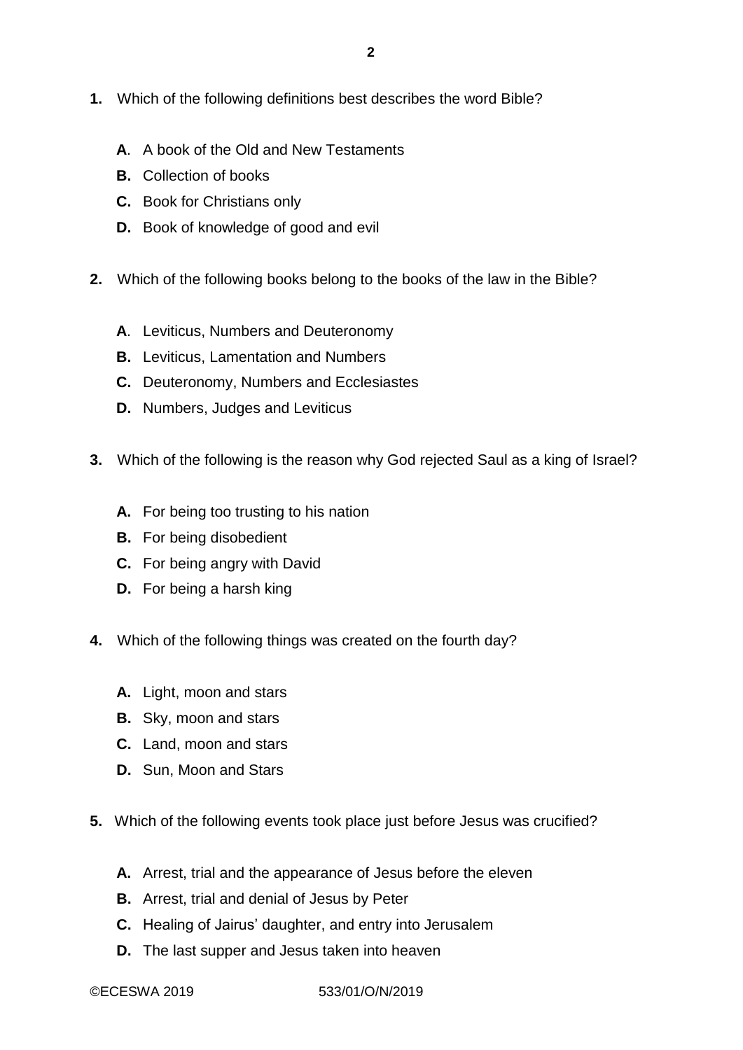**1.** Which of the following definitions best describes the word Bible?

- **A**. A book of the Old and New Testaments
- **B.** Collection of books
- **C.** Book for Christians only
- **D.** Book of knowledge of good and evil

**2.** Which of the following books belong to the books of the law in the Bible?

- **A**. Leviticus, Numbers and Deuteronomy
- **B.** Leviticus, Lamentation and Numbers
- **C.** Deuteronomy, Numbers and Ecclesiastes
- **D.** Numbers, Judges and Leviticus

**3.** Which of the following is the reason why God rejected Saul as a king of Israel?

- **A.** For being too trusting to his nation
- **B.** For being disobedient
- **C.** For being angry with David
- **D.** For being a harsh king

**4.** Which of the following things was created on the fourth day?

- **A.** Light, moon and stars
- **B.** Sky, moon and stars
- **C.** Land, moon and stars
- **D.** Sun, Moon and Stars

**5.** Which of the following events took place just before Jesus was crucified?

- **A.** Arrest, trial and the appearance of Jesus before the eleven
- **B.** Arrest, trial and denial of Jesus by Peter
- **C.** Healing of Jairus' daughter, and entry into Jerusalem
- **D.** The last supper and Jesus taken into heaven

©ECESWA 2019 533/01/O/N/2019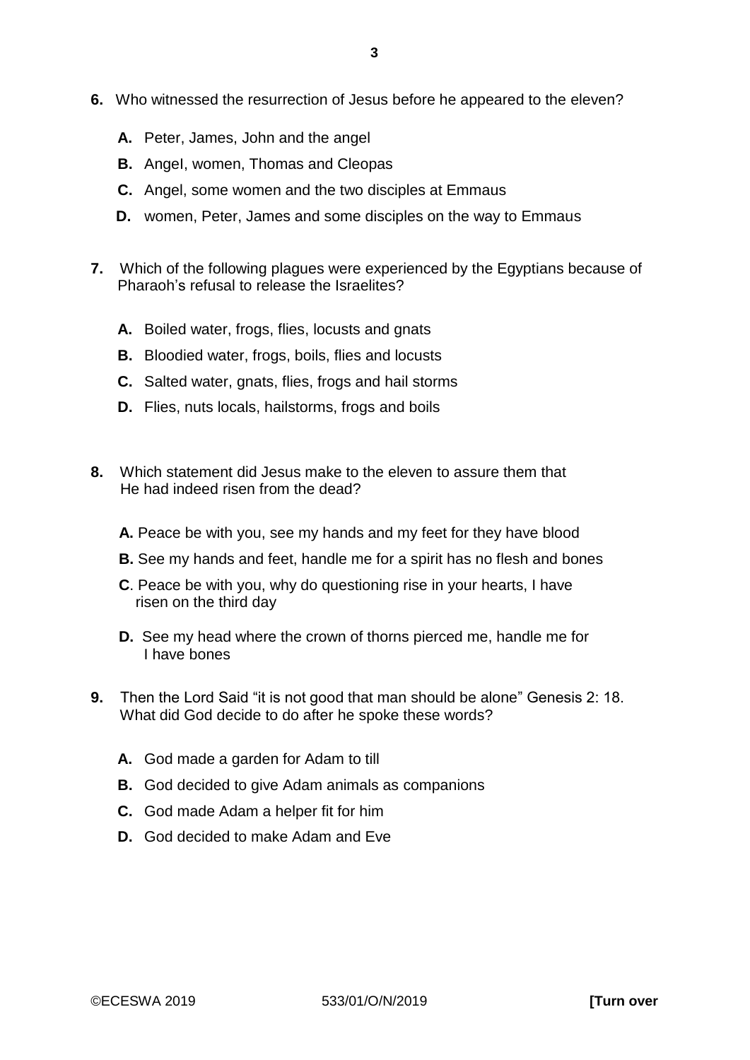**6.** Who witnessed the resurrection of Jesus before he appeared to the eleven?

**A.** Peter, James, John and the angel

**B.** AngeI, women, Thomas and Cleopas

**C.** Angel, some women and the two disciples at Emmaus

**D.** women, Peter, James and some disciples on the way to Emmaus

**7.** Which of the following plagues were experienced by the Egyptians because of Pharaoh's refusal to release the Israelites?

**A.** Boiled water, frogs, flies, locusts and gnats

**B.** Bloodied water, frogs, boils, flies and locusts

**C.** Salted water, gnats, flies, frogs and hail storms

**D.** Flies, nuts locals, hailstorms, frogs and boils

**8.** Which statement did Jesus make to the eleven to assure them that He had indeed risen from the dead?

**A.** Peace be with you, see my hands and my feet for they have blood

**B.** See my hands and feet, handle me for a spirit has no flesh and bones

**C**. Peace be with you, why do questioning rise in your hearts, I have risen on the third day

**D.** See my head where the crown of thorns pierced me, handle me for I have bones

**9.** Then the Lord Said "it is not good that man should be alone" Genesis 2: 18. What did God decide to do after he spoke these words?

**A.** God made a garden for Adam to till

**B.** God decided to give Adam animals as companions

**C.** God made Adam a helper fit for him

**D.** God decided to make Adam and Eve

©ECESWA 2019 533/01/O/N/2019 **[Turn over**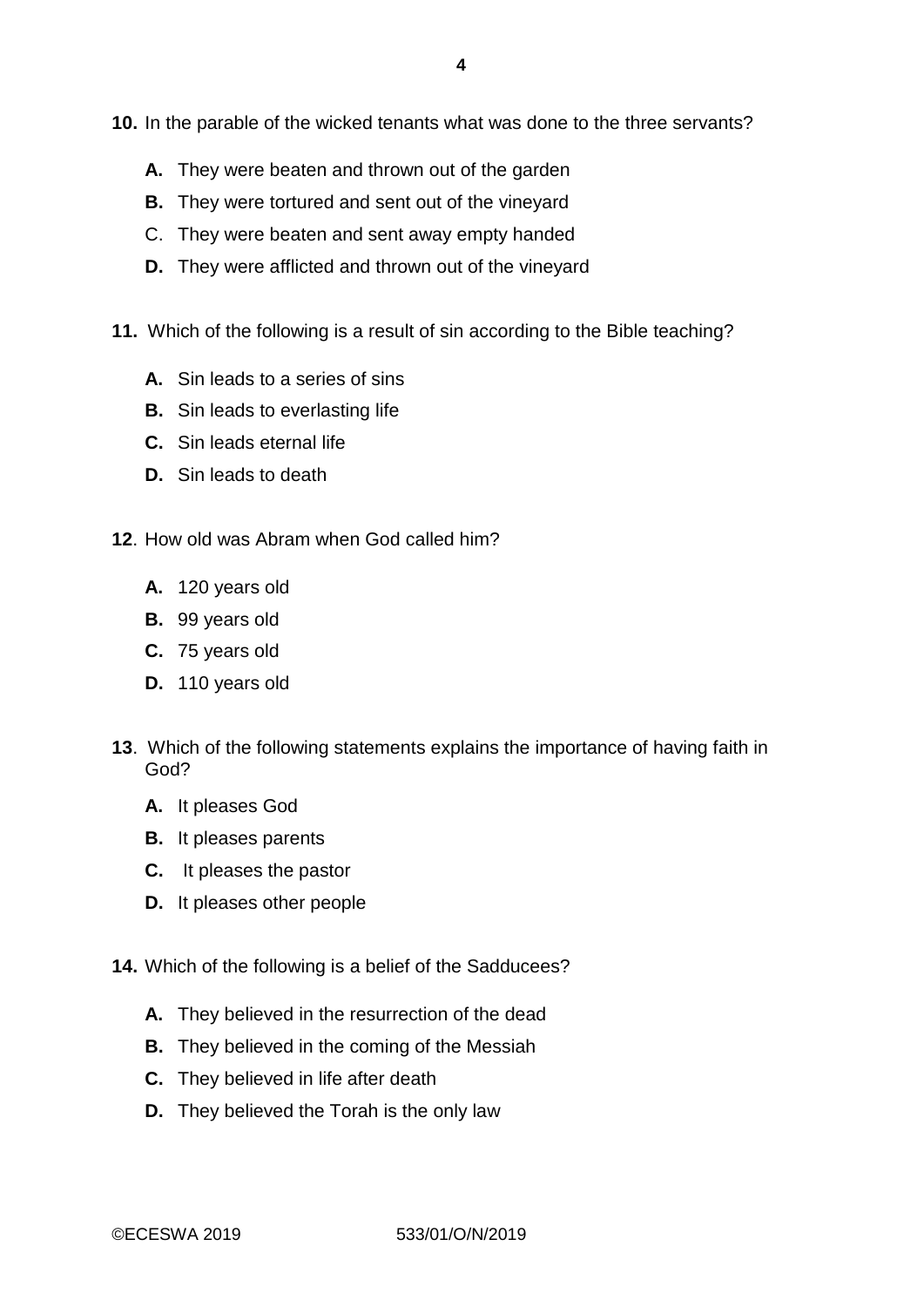**10.** In the parable of the wicked tenants what was done to the three servants?

- **A.** They were beaten and thrown out of the garden
- **B.** They were tortured and sent out of the vineyard
- C. They were beaten and sent away empty handed
- **D.** They were afflicted and thrown out of the vineyard

**11.** Which of the following is a result of sin according to the Bible teaching?

- **A.** Sin leads to a series of sins
- **B.** Sin leads to everlasting life
- **C.** Sin leads eternal life
- **D.** Sin leads to death

**12**. How old was Abram when God called him?

- **A.** 120 years old
- **B.** 99 years old
- **C.** 75 years old
- **D.** 110 years old

**13**. Which of the following statements explains the importance of having faith in God?

- **A.** It pleases God
- **B.** It pleases parents
- **C.** It pleases the pastor
- **D.** It pleases other people

**14.** Which of the following is a belief of the Sadducees?

- **A.** They believed in the resurrection of the dead
- **B.** They believed in the coming of the Messiah
- **C.** They believed in life after death
- **D.** They believed the Torah is the only law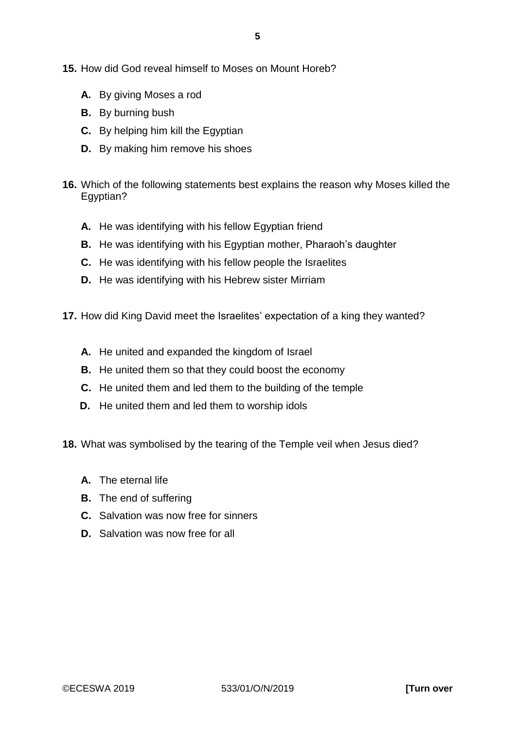**15.** How did God reveal himself to Moses on Mount Horeb?

- **A.** By giving Moses a rod
- **B.** By burning bush
- **C.** By helping him kill the Egyptian
- **D.** By making him remove his shoes

**16.** Which of the following statements best explains the reason why Moses killed the Egyptian?

- **A.** He was identifying with his fellow Egyptian friend
- **B.** He was identifying with his Egyptian mother, Pharaoh's daughter
- **C.** He was identifying with his fellow people the Israelites
- **D.** He was identifying with his Hebrew sister Mirriam

**17.** How did King David meet the Israelites' expectation of a king they wanted?

- **A.** He united and expanded the kingdom of Israel
- **B.** He united them so that they could boost the economy
- **C.** He united them and led them to the building of the temple
- **D.** He united them and led them to worship idols

**18.** What was symbolised by the tearing of the Temple veil when Jesus died?

- **A.** The eternal life
- **B.** The end of suffering
- **C.** Salvation was now free for sinners
- **D.** Salvation was now free for all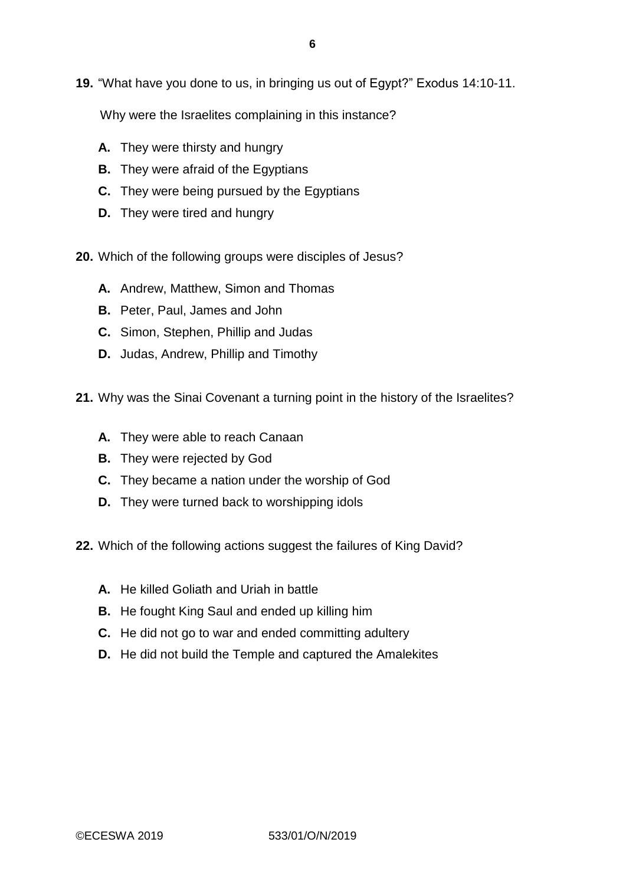**19.** "What have you done to us, in bringing us out of Egypt?" Exodus 14:10-11.

Why were the Israelites complaining in this instance?

- **A.** They were thirsty and hungry
- **B.** They were afraid of the Egyptians
- **C.** They were being pursued by the Egyptians
- **D.** They were tired and hungry

**20.** Which of the following groups were disciples of Jesus?

- **A.** Andrew, Matthew, Simon and Thomas
- **B.** Peter, Paul, James and John
- **C.** Simon, Stephen, Phillip and Judas
- **D.** Judas, Andrew, Phillip and Timothy

**21.** Why was the Sinai Covenant a turning point in the history of the Israelites?

- **A.** They were able to reach Canaan
- **B.** They were rejected by God
- **C.** They became a nation under the worship of God
- **D.** They were turned back to worshipping idols

**22.** Which of the following actions suggest the failures of King David?

- **A.** He killed Goliath and Uriah in battle
- **B.** He fought King Saul and ended up killing him
- **C.** He did not go to war and ended committing adultery
- **D.** He did not build the Temple and captured the Amalekites

©ECESWA 2019 533/01/O/N/2019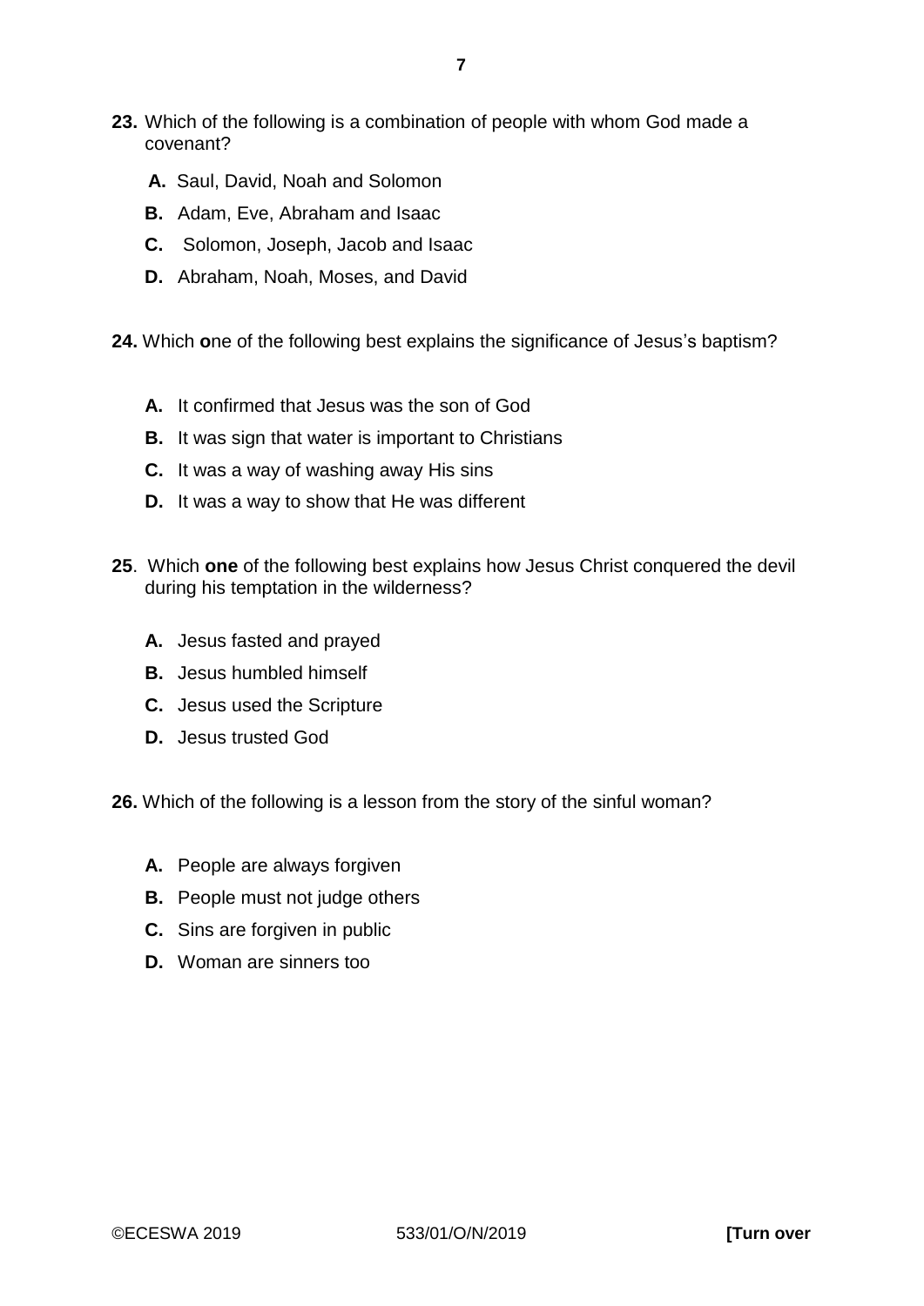**23.** Which of the following is a combination of people with whom God made a covenant?

- **A.** Saul, David, Noah and Solomon
- **B.** Adam, Eve, Abraham and Isaac
- **C.** Solomon, Joseph, Jacob and Isaac
- **D.** Abraham, Noah, Moses, and David

**24.** Which **o**ne of the following best explains the significance of Jesus's baptism?

- **A.** It confirmed that Jesus was the son of God
- **B.** It was sign that water is important to Christians
- **C.** It was a way of washing away His sins
- **D.** It was a way to show that He was different

**25**. Which **one** of the following best explains how Jesus Christ conquered the devil during his temptation in the wilderness?

- **A.** Jesus fasted and prayed
- **B.** Jesus humbled himself
- **C.** Jesus used the Scripture
- **D.** Jesus trusted God

**26.** Which of the following is a lesson from the story of the sinful woman?

- **A.** People are always forgiven
- **B.** People must not judge others
- **C.** Sins are forgiven in public
- **D.** Woman are sinners too

©ECESWA 2019 533/01/O/N/2019 **[Turn over**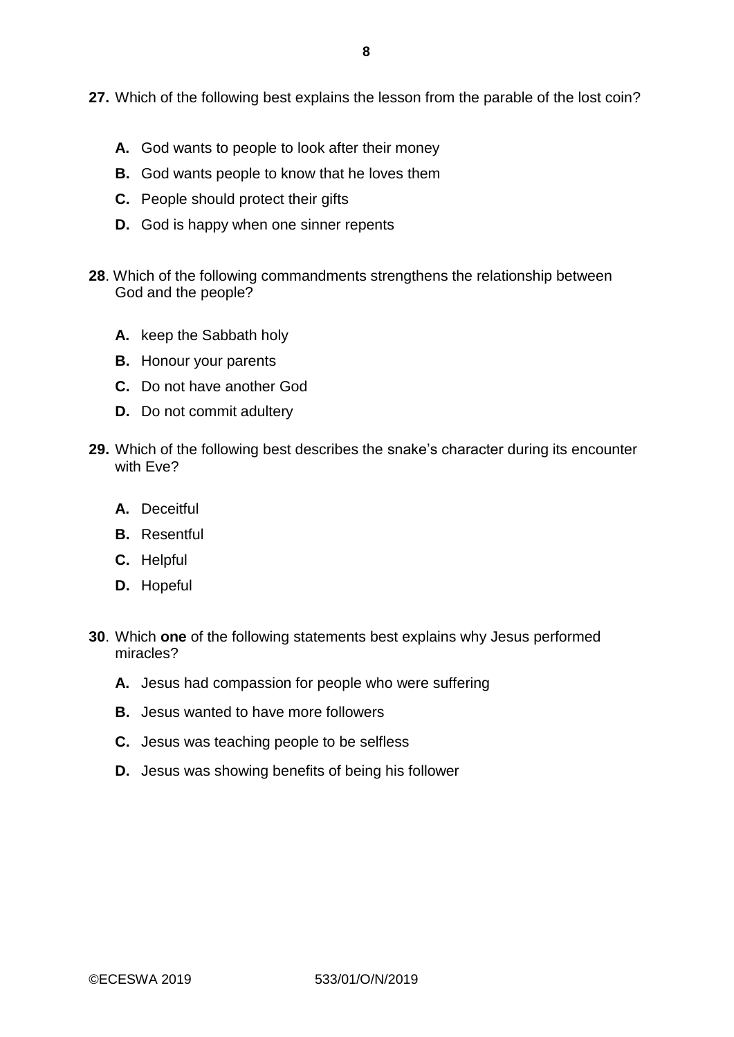**27.** Which of the following best explains the lesson from the parable of the lost coin?

- **A.** God wants to people to look after their money
- **B.** God wants people to know that he loves them
- **C.** People should protect their gifts
- **D.** God is happy when one sinner repents

**28**. Which of the following commandments strengthens the relationship between God and the people?

- **A.** keep the Sabbath holy
- **B.** Honour your parents
- **C.** Do not have another God
- **D.** Do not commit adultery

**29.** Which of the following best describes the snake's character during its encounter with Eve?

- **A.** Deceitful
- **B.** Resentful
- **C.** Helpful
- **D.** Hopeful

**30**. Which **one** of the following statements best explains why Jesus performed miracles?

- **A.** Jesus had compassion for people who were suffering
- **B.** Jesus wanted to have more followers
- **C.** Jesus was teaching people to be selfless
- **D.** Jesus was showing benefits of being his follower

©ECESWA 2019 533/01/O/N/2019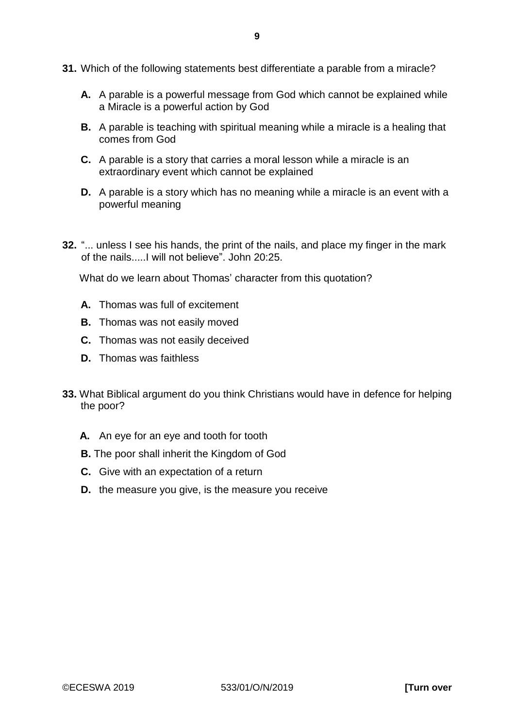**31.** Which of the following statements best differentiate a parable from a miracle?

- **A.** A parable is a powerful message from God which cannot be explained while a Miracle is a powerful action by God
- **B.** A parable is teaching with spiritual meaning while a miracle is a healing that comes from God
- **C.** A parable is a story that carries a moral lesson while a miracle is an extraordinary event which cannot be explained
- **D.** A parable is a story which has no meaning while a miracle is an event with a powerful meaning

**32.** "... unless I see his hands, the print of the nails, and place my finger in the mark of the nails.....I will not believe". John 20:25.

What do we learn about Thomas' character from this quotation?

- **A.** Thomas was full of excitement
- **B.** Thomas was not easily moved
- **C.** Thomas was not easily deceived
- **D.** Thomas was faithless

**33.** What Biblical argument do you think Christians would have in defence for helping the poor?

- **A.** An eye for an eye and tooth for tooth
- **B.** The poor shall inherit the Kingdom of God
- **C.** Give with an expectation of a return
- **D.** the measure you give, is the measure you receive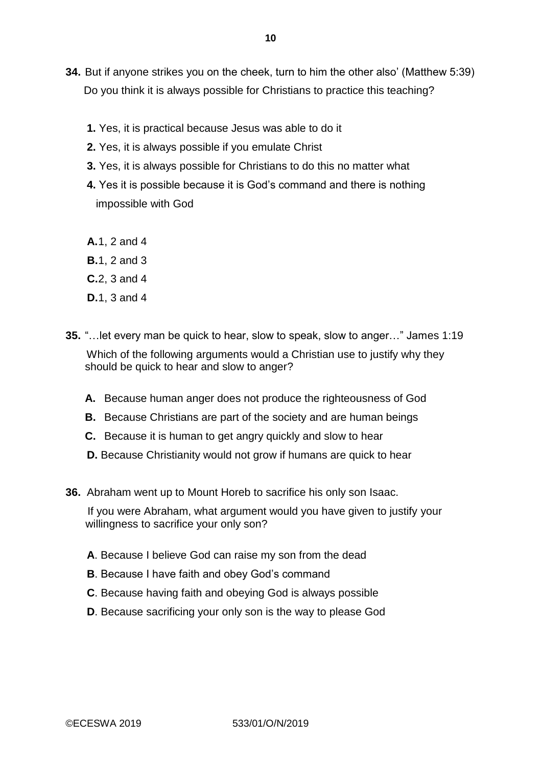**34.** But if anyone strikes you on the cheek, turn to him the other also' (Matthew 5:39)
Do you think it is always possible for Christians to practice this teaching?

**1.** Yes, it is practical because Jesus was able to do it
**2.** Yes, it is always possible if you emulate Christ
**3.** Yes, it is always possible for Christians to do this no matter what
**4.** Yes it is possible because it is God's command and there is nothing impossible with God

**A.** 1, 2 and 4
**B.** 1, 2 and 3
**C.** 2, 3 and 4
**D.** 1, 3 and 4

**35.** "…let every man be quick to hear, slow to speak, slow to anger…" James 1:19
Which of the following arguments would a Christian use to justify why they should be quick to hear and slow to anger?

**A.** Because human anger does not produce the righteousness of God
**B.** Because Christians are part of the society and are human beings
**C.** Because it is human to get angry quickly and slow to hear
**D.** Because Christianity would not grow if humans are quick to hear

**36.** Abraham went up to Mount Horeb to sacrifice his only son Isaac.
If you were Abraham, what argument would you have given to justify your willingness to sacrifice your only son?

**A**. Because I believe God can raise my son from the dead
**B**. Because I have faith and obey God's command
**C**. Because having faith and obeying God is always possible
**D**. Because sacrificing your only son is the way to please God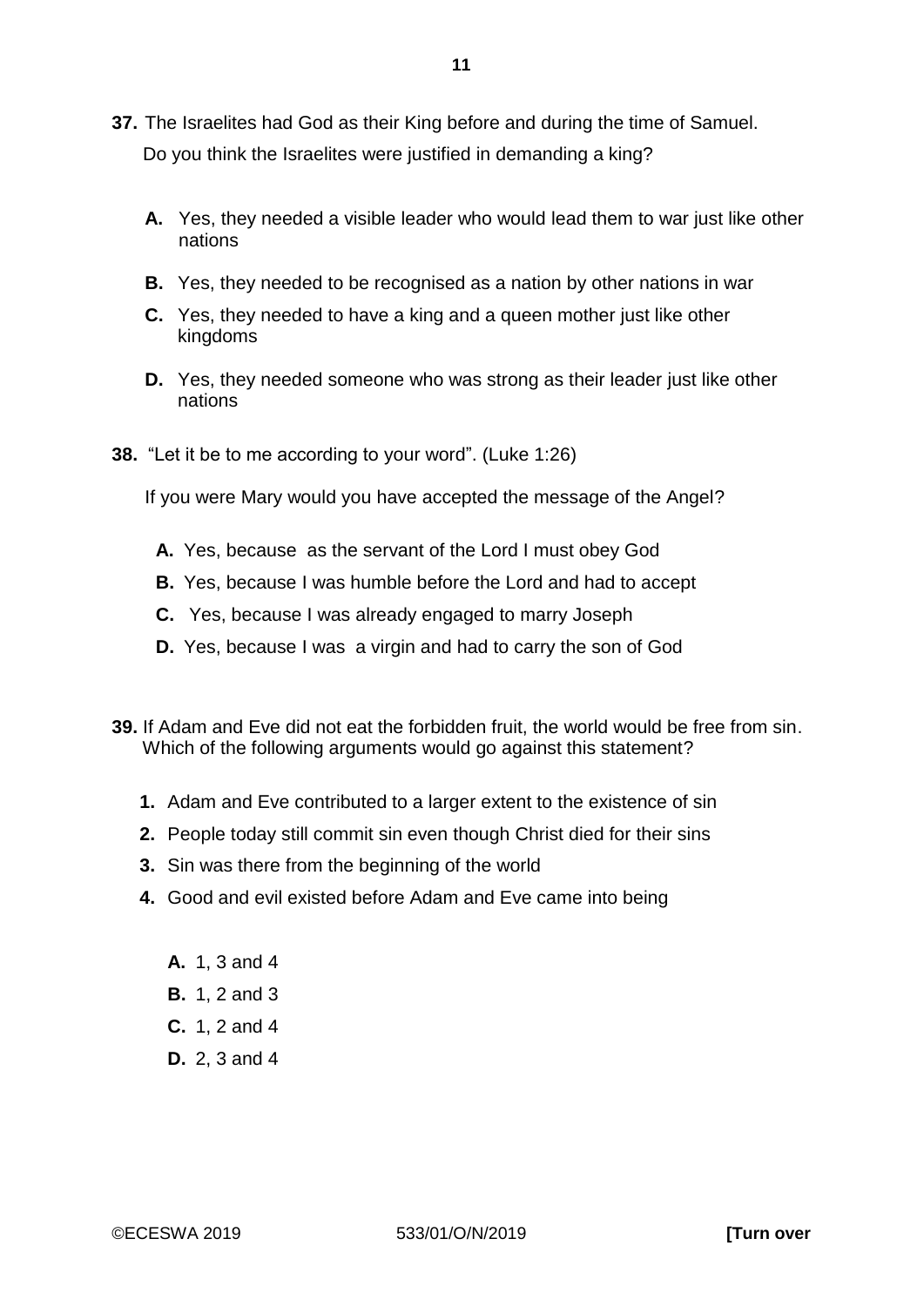**37.** The Israelites had God as their King before and during the time of Samuel. Do you think the Israelites were justified in demanding a king?

- **A.** Yes, they needed a visible leader who would lead them to war just like other nations
- **B.** Yes, they needed to be recognised as a nation by other nations in war
- **C.** Yes, they needed to have a king and a queen mother just like other kingdoms
- **D.** Yes, they needed someone who was strong as their leader just like other nations

**38.** "Let it be to me according to your word". (Luke 1:26)

If you were Mary would you have accepted the message of the Angel?

- **A.** Yes, because as the servant of the Lord I must obey God
- **B.** Yes, because I was humble before the Lord and had to accept
- **C.** Yes, because I was already engaged to marry Joseph
- **D.** Yes, because I was a virgin and had to carry the son of God

**39.** If Adam and Eve did not eat the forbidden fruit, the world would be free from sin. Which of the following arguments would go against this statement?

1. Adam and Eve contributed to a larger extent to the existence of sin
2. People today still commit sin even though Christ died for their sins
3. Sin was there from the beginning of the world
4. Good and evil existed before Adam and Eve came into being

- **A.** 1, 3 and 4
- **B.** 1, 2 and 3
- **C.** 1, 2 and 4
- **D.** 2, 3 and 4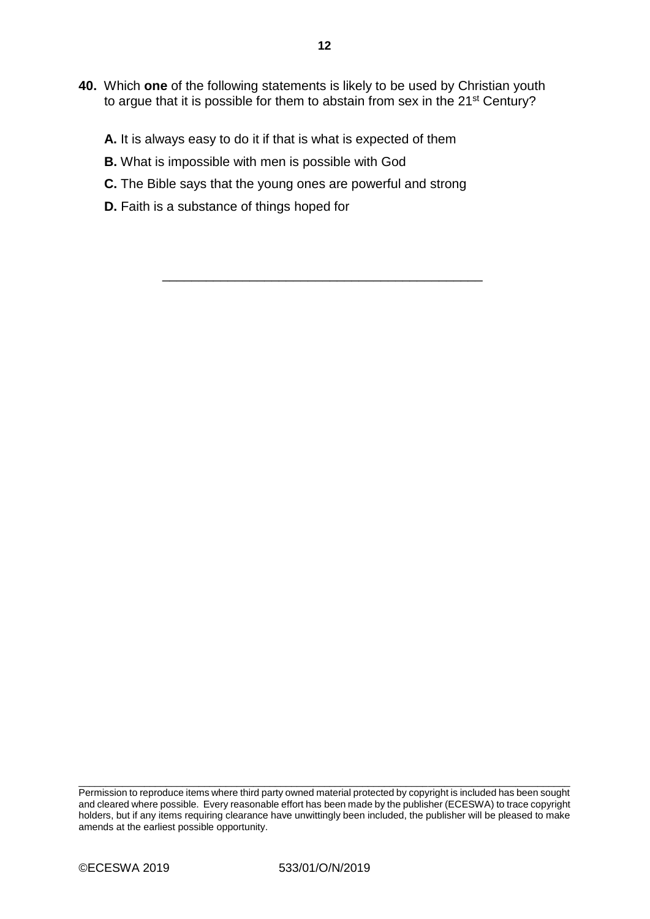**40.** Which **one** of the following statements is likely to be used by Christian youth to argue that it is possible for them to abstain from sex in the 21st Century?

**A.** It is always easy to do it if that is what is expected of them

**B.** What is impossible with men is possible with God

**C.** The Bible says that the young ones are powerful and strong

**D.** Faith is a substance of things hoped for

---

Permission to reproduce items where third party owned material protected by copyright is included has been sought and cleared where possible. Every reasonable effort has been made by the publisher (ECESWA) to trace copyright holders, but if any items requiring clearance have unwittingly been included, the publisher will be pleased to make amends at the earliest possible opportunity.